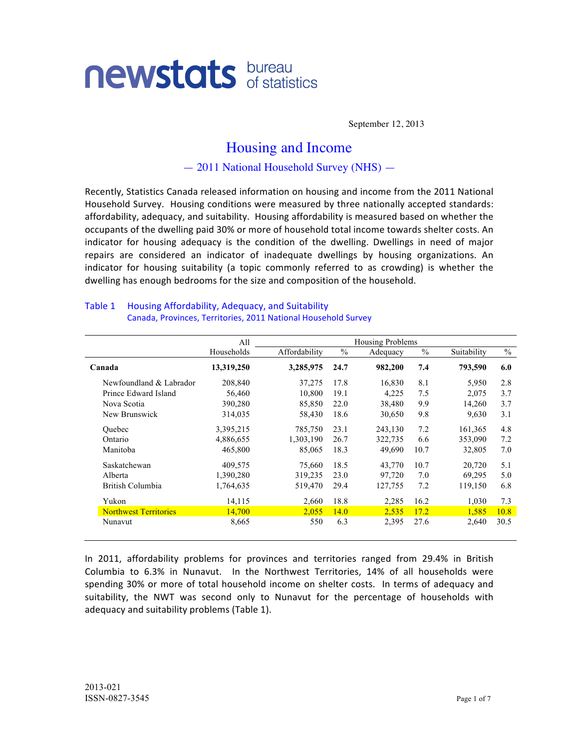newstats bureau of statistics

September 12, 2013

# Housing and Income

## — 2011 National Household Survey (NHS) —

Recently, Statistics Canada released information on housing and income from the 2011 National Household Survey. Housing conditions were measured by three nationally accepted standards: affordability, adequacy, and suitability. Housing affordability is measured based on whether the occupants of the dwelling paid 30% or more of household total income towards shelter costs. An indicator for housing adequacy is the condition of the dwelling. Dwellings in need of major repairs are considered an indicator of inadequate dwellings by housing organizations. An indicator for housing suitability (a topic commonly referred to as crowding) is whether the dwelling has enough bedrooms for the size and composition of the household.

**Table 1 Housing Affordability, Adequacy, and Suitability**
Canada, Provinces, Territories, 2011 National Household Survey

| | All | Housing Problems | | | | | |
|---|---|---|---|---|---|---|---|
| | Households | Affordability | % | Adequacy | % | Suitability | % |
| **Canada** | **13,319,250** | **3,285,975** | **24.7** | **982,200** | **7.4** | **793,590** | **6.0** |
| Newfoundland & Labrador | 208,840 | 37,275 | 17.8 | 16,830 | 8.1 | 5,950 | 2.8 |
| Prince Edward Island | 56,460 | 10,800 | 19.1 | 4,225 | 7.5 | 2,075 | 3.7 |
| Nova Scotia | 390,280 | 85,850 | 22.0 | 38,480 | 9.9 | 14,260 | 3.7 |
| New Brunswick | 314,035 | 58,430 | 18.6 | 30,650 | 9.8 | 9,630 | 3.1 |
| Quebec | 3,395,215 | 785,750 | 23.1 | 243,130 | 7.2 | 161,365 | 4.8 |
| Ontario | 4,886,655 | 1,303,190 | 26.7 | 322,735 | 6.6 | 353,090 | 7.2 |
| Manitoba | 465,800 | 85,065 | 18.3 | 49,690 | 10.7 | 32,805 | 7.0 |
| Saskatchewan | 409,575 | 75,660 | 18.5 | 43,770 | 10.7 | 20,720 | 5.1 |
| Alberta | 1,390,280 | 319,235 | 23.0 | 97,720 | 7.0 | 69,295 | 5.0 |
| British Columbia | 1,764,635 | 519,470 | 29.4 | 127,755 | 7.2 | 119,150 | 6.8 |
| Yukon | 14,115 | 2,660 | 18.8 | 2,285 | 16.2 | 1,030 | 7.3 |
| Northwest Territories | 14,700 | 2,055 | 14.0 | 2,535 | 17.2 | 1,585 | 10.8 |
| Nunavut | 8,665 | 550 | 6.3 | 2,395 | 27.6 | 2,640 | 30.5 |

In 2011, affordability problems for provinces and territories ranged from 29.4% in British Columbia to 6.3% in Nunavut. In the Northwest Territories, 14% of all households were spending 30% or more of total household income on shelter costs. In terms of adequacy and suitability, the NWT was second only to Nunavut for the percentage of households with adequacy and suitability problems (Table 1).

2013-021
ISSN-0827-3545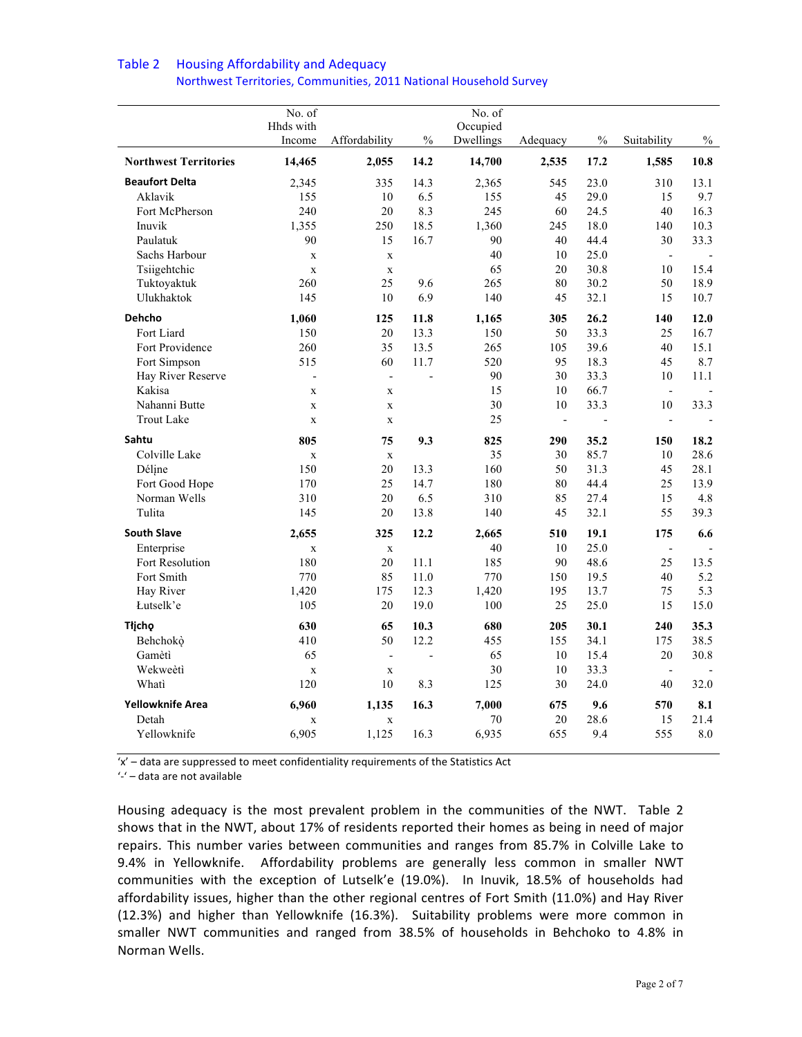## Table 2 Housing Affordability and Adequacy

Northwest Territories, Communities, 2011 National Household Survey

| | No. of Hhds with Income | Affordability | % | No. of Occupied Dwellings | Adequacy | % | Suitability | % |
|---|---|---|---|---|---|---|---|---|
| **Northwest Territories** | **14,465** | **2,055** | **14.2** | **14,700** | **2,535** | **17.2** | **1,585** | **10.8** |
| **Beaufort Delta** | 2,345 | 335 | 14.3 | 2,365 | 545 | 23.0 | 310 | 13.1 |
| Aklavik | 155 | 10 | 6.5 | 155 | 45 | 29.0 | 15 | 9.7 |
| Fort McPherson | 240 | 20 | 8.3 | 245 | 60 | 24.5 | 40 | 16.3 |
| Inuvik | 1,355 | 250 | 18.5 | 1,360 | 245 | 18.0 | 140 | 10.3 |
| Paulatuk | 90 | 15 | 16.7 | 90 | 40 | 44.4 | 30 | 33.3 |
| Sachs Harbour | x | x | | 40 | 10 | 25.0 | - | - |
| Tsiigehtchic | x | x | | 65 | 20 | 30.8 | 10 | 15.4 |
| Tuktoyaktuk | 260 | 25 | 9.6 | 265 | 80 | 30.2 | 50 | 18.9 |
| Ulukhaktok | 145 | 10 | 6.9 | 140 | 45 | 32.1 | 15 | 10.7 |
| **Dehcho** | **1,060** | **125** | **11.8** | **1,165** | **305** | **26.2** | **140** | **12.0** |
| Fort Liard | 150 | 20 | 13.3 | 150 | 50 | 33.3 | 25 | 16.7 |
| Fort Providence | 260 | 35 | 13.5 | 265 | 105 | 39.6 | 40 | 15.1 |
| Fort Simpson | 515 | 60 | 11.7 | 520 | 95 | 18.3 | 45 | 8.7 |
| Hay River Reserve | - | - | - | 90 | 30 | 33.3 | 10 | 11.1 |
| Kakisa | x | x | | 15 | 10 | 66.7 | - | - |
| Nahanni Butte | x | x | | 30 | 10 | 33.3 | 10 | 33.3 |
| Trout Lake | x | x | | 25 | - | - | - | - |
| **Sahtu** | **805** | **75** | **9.3** | **825** | **290** | **35.2** | **150** | **18.2** |
| Colville Lake | x | x | | 35 | 30 | 85.7 | 10 | 28.6 |
| Délįne | 150 | 20 | 13.3 | 160 | 50 | 31.3 | 45 | 28.1 |
| Fort Good Hope | 170 | 25 | 14.7 | 180 | 80 | 44.4 | 25 | 13.9 |
| Norman Wells | 310 | 20 | 6.5 | 310 | 85 | 27.4 | 15 | 4.8 |
| Tulita | 145 | 20 | 13.8 | 140 | 45 | 32.1 | 55 | 39.3 |
| **South Slave** | **2,655** | **325** | **12.2** | **2,665** | **510** | **19.1** | **175** | **6.6** |
| Enterprise | x | x | | 40 | 10 | 25.0 | - | - |
| Fort Resolution | 180 | 20 | 11.1 | 185 | 90 | 48.6 | 25 | 13.5 |
| Fort Smith | 770 | 85 | 11.0 | 770 | 150 | 19.5 | 40 | 5.2 |
| Hay River | 1,420 | 175 | 12.3 | 1,420 | 195 | 13.7 | 75 | 5.3 |
| Łutselk'e | 105 | 20 | 19.0 | 100 | 25 | 25.0 | 15 | 15.0 |
| **Tłįchǫ** | **630** | **65** | **10.3** | **680** | **205** | **30.1** | **240** | **35.3** |
| Behchokǫ̀ | 410 | 50 | 12.2 | 455 | 155 | 34.1 | 175 | 38.5 |
| Gamètì | 65 | - | - | 65 | 10 | 15.4 | 20 | 30.8 |
| Wekweètì | x | x | | 30 | 10 | 33.3 | - | - |
| Whatì | 120 | 10 | 8.3 | 125 | 30 | 24.0 | 40 | 32.0 |
| **Yellowknife Area** | **6,960** | **1,135** | **16.3** | **7,000** | **675** | **9.6** | **570** | **8.1** |
| Detah | x | x | | 70 | 20 | 28.6 | 15 | 21.4 |
| Yellowknife | 6,905 | 1,125 | 16.3 | 6,935 | 655 | 9.4 | 555 | 8.0 |

'x' – data are suppressed to meet confidentiality requirements of the Statistics Act

'-' – data are not available

Housing adequacy is the most prevalent problem in the communities of the NWT. Table 2 shows that in the NWT, about 17% of residents reported their homes as being in need of major repairs. This number varies between communities and ranges from 85.7% in Colville Lake to 9.4% in Yellowknife. Affordability problems are generally less common in smaller NWT communities with the exception of Lutselk'e (19.0%). In Inuvik, 18.5% of households had affordability issues, higher than the other regional centres of Fort Smith (11.0%) and Hay River (12.3%) and higher than Yellowknife (16.3%). Suitability problems were more common in smaller NWT communities and ranged from 38.5% of households in Behchoko to 4.8% in Norman Wells.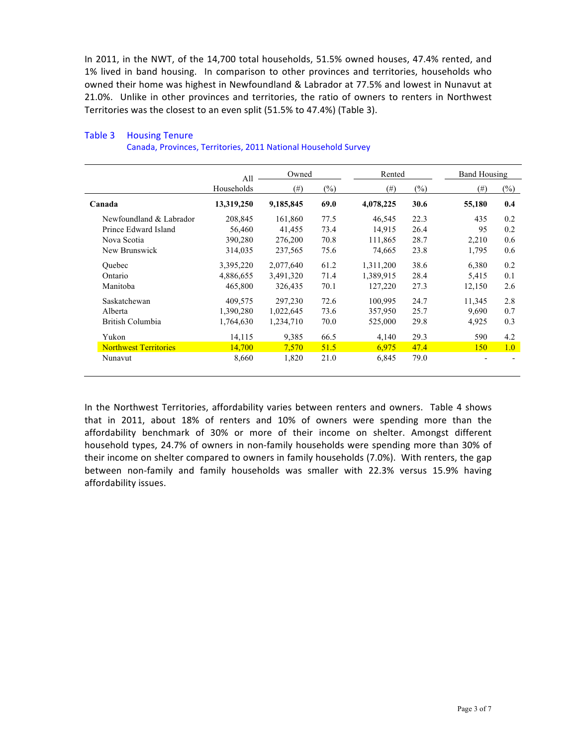In 2011, in the NWT, of the 14,700 total households, 51.5% owned houses, 47.4% rented, and 1% lived in band housing. In comparison to other provinces and territories, households who owned their home was highest in Newfoundland & Labrador at 77.5% and lowest in Nunavut at 21.0%. Unlike in other provinces and territories, the ratio of owners to renters in Northwest Territories was the closest to an even split (51.5% to 47.4%) (Table 3).

Table 3 Housing Tenure
Canada, Provinces, Territories, 2011 National Household Survey

| | All Households | Owned | | Rented | | Band Housing | |
|---|---|---|---|---|---|---|---|
| | | (#) | (%) | (#) | (%) | (#) | (%) |
| **Canada** | **13,319,250** | **9,185,845** | **69.0** | **4,078,225** | **30.6** | **55,180** | **0.4** |
| Newfoundland & Labrador | 208,845 | 161,860 | 77.5 | 46,545 | 22.3 | 435 | 0.2 |
| Prince Edward Island | 56,460 | 41,455 | 73.4 | 14,915 | 26.4 | 95 | 0.2 |
| Nova Scotia | 390,280 | 276,200 | 70.8 | 111,865 | 28.7 | 2,210 | 0.6 |
| New Brunswick | 314,035 | 237,565 | 75.6 | 74,665 | 23.8 | 1,795 | 0.6 |
| Quebec | 3,395,220 | 2,077,640 | 61.2 | 1,311,200 | 38.6 | 6,380 | 0.2 |
| Ontario | 4,886,655 | 3,491,320 | 71.4 | 1,389,915 | 28.4 | 5,415 | 0.1 |
| Manitoba | 465,800 | 326,435 | 70.1 | 127,220 | 27.3 | 12,150 | 2.6 |
| Saskatchewan | 409,575 | 297,230 | 72.6 | 100,995 | 24.7 | 11,345 | 2.8 |
| Alberta | 1,390,280 | 1,022,645 | 73.6 | 357,950 | 25.7 | 9,690 | 0.7 |
| British Columbia | 1,764,630 | 1,234,710 | 70.0 | 525,000 | 29.8 | 4,925 | 0.3 |
| Yukon | 14,115 | 9,385 | 66.5 | 4,140 | 29.3 | 590 | 4.2 |
| Northwest Territories | 14,700 | 7,570 | 51.5 | 6,975 | 47.4 | 150 | 1.0 |
| Nunavut | 8,660 | 1,820 | 21.0 | 6,845 | 79.0 | - | - |

In the Northwest Territories, affordability varies between renters and owners. Table 4 shows that in 2011, about 18% of renters and 10% of owners were spending more than the affordability benchmark of 30% or more of their income on shelter. Amongst different household types, 24.7% of owners in non-family households were spending more than 30% of their income on shelter compared to owners in family households (7.0%). With renters, the gap between non-family and family households was smaller with 22.3% versus 15.9% having affordability issues.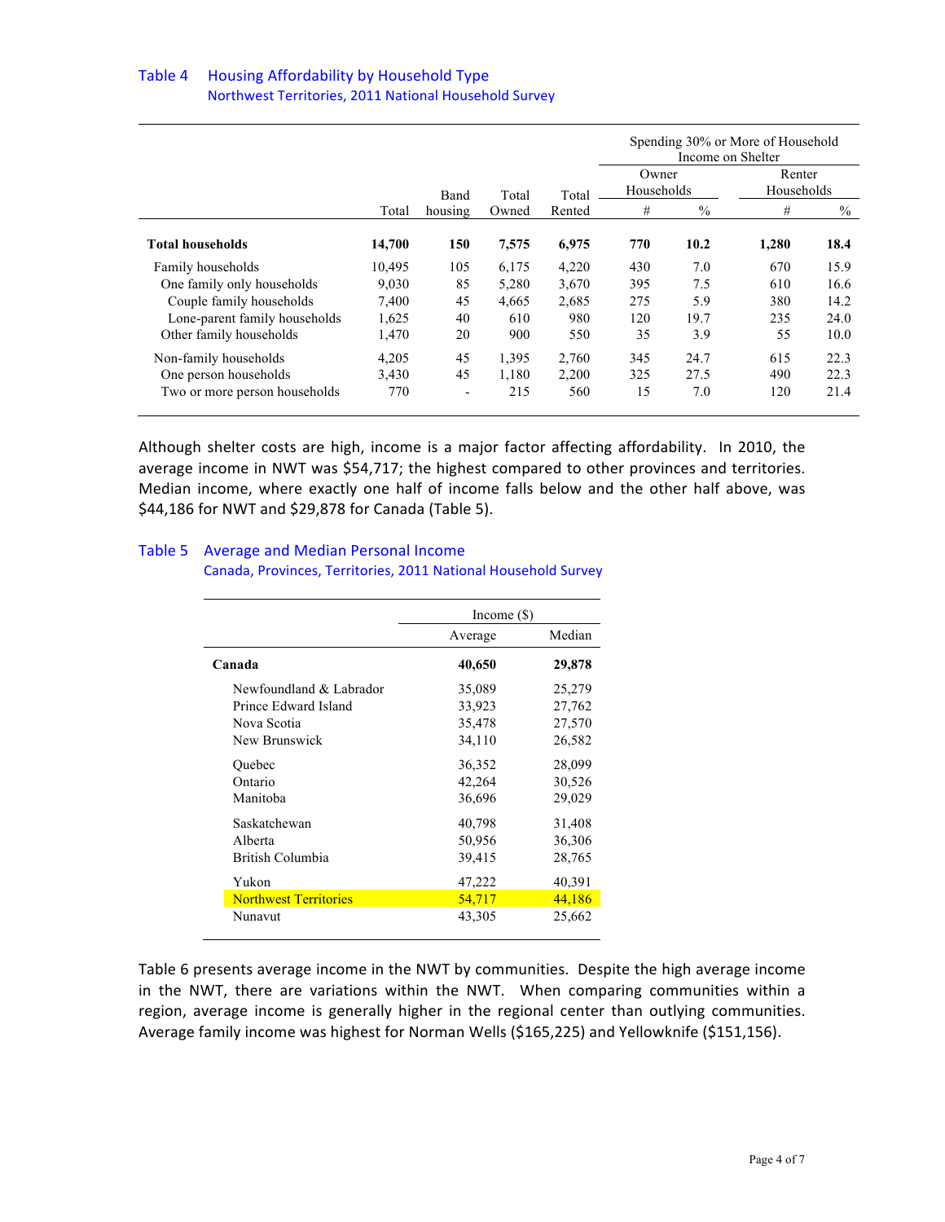### Table 4 Housing Affordability by Household Type
Northwest Territories, 2011 National Household Survey

| | Total | Band housing | Total Owned | Total Rented | Spending 30% or More of Household Income on Shelter | | | |
|---|---|---|---|---|---|---|---|---|
| | | | | | Owner Households | | Renter Households | |
| | | | | | # | % | # | % |
| **Total households** | **14,700** | **150** | **7,575** | **6,975** | **770** | **10.2** | **1,280** | **18.4** |
| Family households | 10,495 | 105 | 6,175 | 4,220 | 430 | 7.0 | 670 | 15.9 |
| One family only households | 9,030 | 85 | 5,280 | 3,670 | 395 | 7.5 | 610 | 16.6 |
| Couple family households | 7,400 | 45 | 4,665 | 2,685 | 275 | 5.9 | 380 | 14.2 |
| Lone-parent family households | 1,625 | 40 | 610 | 980 | 120 | 19.7 | 235 | 24.0 |
| Other family households | 1,470 | 20 | 900 | 550 | 35 | 3.9 | 55 | 10.0 |
| Non-family households | 4,205 | 45 | 1,395 | 2,760 | 345 | 24.7 | 615 | 22.3 |
| One person households | 3,430 | 45 | 1,180 | 2,200 | 325 | 27.5 | 490 | 22.3 |
| Two or more person households | 770 | - | 215 | 560 | 15 | 7.0 | 120 | 21.4 |

Although shelter costs are high, income is a major factor affecting affordability. In 2010, the average income in NWT was $54,717; the highest compared to other provinces and territories. Median income, where exactly one half of income falls below and the other half above, was $44,186 for NWT and $29,878 for Canada (Table 5).

### Table 5 Average and Median Personal Income
Canada, Provinces, Territories, 2011 National Household Survey

| | Income ($) | |
|---|---|---|
| | Average | Median |
| **Canada** | **40,650** | **29,878** |
| Newfoundland & Labrador | 35,089 | 25,279 |
| Prince Edward Island | 33,923 | 27,762 |
| Nova Scotia | 35,478 | 27,570 |
| New Brunswick | 34,110 | 26,582 |
| Quebec | 36,352 | 28,099 |
| Ontario | 42,264 | 30,526 |
| Manitoba | 36,696 | 29,029 |
| Saskatchewan | 40,798 | 31,408 |
| Alberta | 50,956 | 36,306 |
| British Columbia | 39,415 | 28,765 |
| Yukon | 47,222 | 40,391 |
| Northwest Territories | 54,717 | 44,186 |
| Nunavut | 43,305 | 25,662 |

Table 6 presents average income in the NWT by communities. Despite the high average income in the NWT, there are variations within the NWT. When comparing communities within a region, average income is generally higher in the regional center than outlying communities. Average family income was highest for Norman Wells ($165,225) and Yellowknife ($151,156).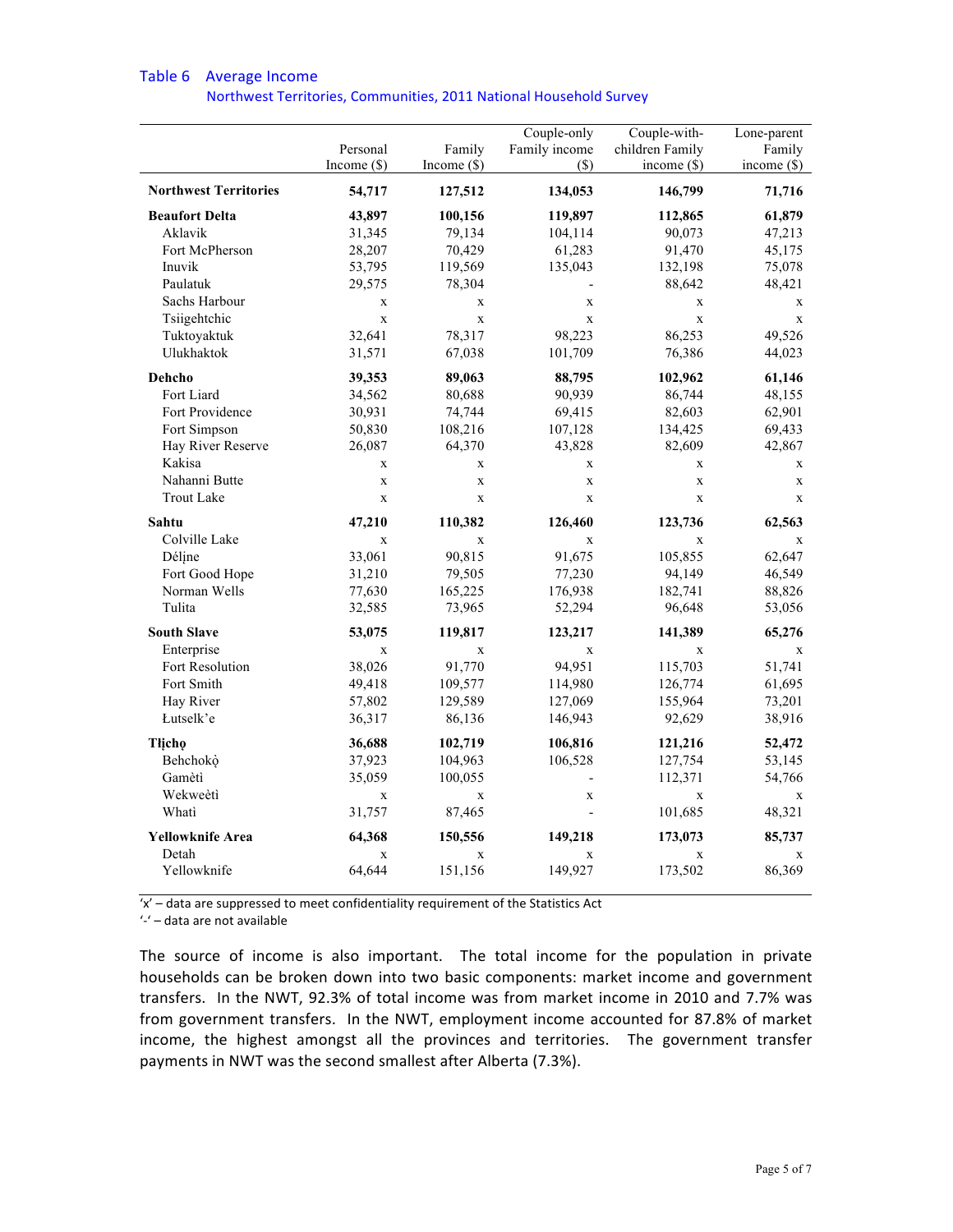## Table 6 Average Income

### Northwest Territories, Communities, 2011 National Household Survey

| | Personal Income ($) | Family Income ($) | Couple-only Family income ($) | Couple-with-children Family income ($) | Lone-parent Family income ($) |
|---|---|---|---|---|---|
| **Northwest Territories** | **54,717** | **127,512** | **134,053** | **146,799** | **71,716** |
| **Beaufort Delta** | **43,897** | **100,156** | **119,897** | **112,865** | **61,879** |
| Aklavik | 31,345 | 79,134 | 104,114 | 90,073 | 47,213 |
| Fort McPherson | 28,207 | 70,429 | 61,283 | 91,470 | 45,175 |
| Inuvik | 53,795 | 119,569 | 135,043 | 132,198 | 75,078 |
| Paulatuk | 29,575 | 78,304 | - | 88,642 | 48,421 |
| Sachs Harbour | x | x | x | x | x |
| Tsiigehtchic | x | x | x | x | x |
| Tuktoyaktuk | 32,641 | 78,317 | 98,223 | 86,253 | 49,526 |
| Ulukhaktok | 31,571 | 67,038 | 101,709 | 76,386 | 44,023 |
| **Dehcho** | **39,353** | **89,063** | **88,795** | **102,962** | **61,146** |
| Fort Liard | 34,562 | 80,688 | 90,939 | 86,744 | 48,155 |
| Fort Providence | 30,931 | 74,744 | 69,415 | 82,603 | 62,901 |
| Fort Simpson | 50,830 | 108,216 | 107,128 | 134,425 | 69,433 |
| Hay River Reserve | 26,087 | 64,370 | 43,828 | 82,609 | 42,867 |
| Kakisa | x | x | x | x | x |
| Nahanni Butte | x | x | x | x | x |
| Trout Lake | x | x | x | x | x |
| **Sahtu** | **47,210** | **110,382** | **126,460** | **123,736** | **62,563** |
| Colville Lake | x | x | x | x | x |
| Délįne | 33,061 | 90,815 | 91,675 | 105,855 | 62,647 |
| Fort Good Hope | 31,210 | 79,505 | 77,230 | 94,149 | 46,549 |
| Norman Wells | 77,630 | 165,225 | 176,938 | 182,741 | 88,826 |
| Tulita | 32,585 | 73,965 | 52,294 | 96,648 | 53,056 |
| **South Slave** | **53,075** | **119,817** | **123,217** | **141,389** | **65,276** |
| Enterprise | x | x | x | x | x |
| Fort Resolution | 38,026 | 91,770 | 94,951 | 115,703 | 51,741 |
| Fort Smith | 49,418 | 109,577 | 114,980 | 126,774 | 61,695 |
| Hay River | 57,802 | 129,589 | 127,069 | 155,964 | 73,201 |
| Łutselk'e | 36,317 | 86,136 | 146,943 | 92,629 | 38,916 |
| **Tłįchǫ** | **36,688** | **102,719** | **106,816** | **121,216** | **52,472** |
| Behchokǫ̀ | 37,923 | 104,963 | 106,528 | 127,754 | 53,145 |
| Gamètì | 35,059 | 100,055 | - | 112,371 | 54,766 |
| Wekweètì | x | x | x | x | x |
| Whatì | 31,757 | 87,465 | - | 101,685 | 48,321 |
| **Yellowknife Area** | **64,368** | **150,556** | **149,218** | **173,073** | **85,737** |
| Detah | x | x | x | x | x |
| Yellowknife | 64,644 | 151,156 | 149,927 | 173,502 | 86,369 |

'x' – data are suppressed to meet confidentiality requirement of the Statistics Act
'-' – data are not available

The source of income is also important. The total income for the population in private households can be broken down into two basic components: market income and government transfers. In the NWT, 92.3% of total income was from market income in 2010 and 7.7% was from government transfers. In the NWT, employment income accounted for 87.8% of market income, the highest amongst all the provinces and territories. The government transfer payments in NWT was the second smallest after Alberta (7.3%).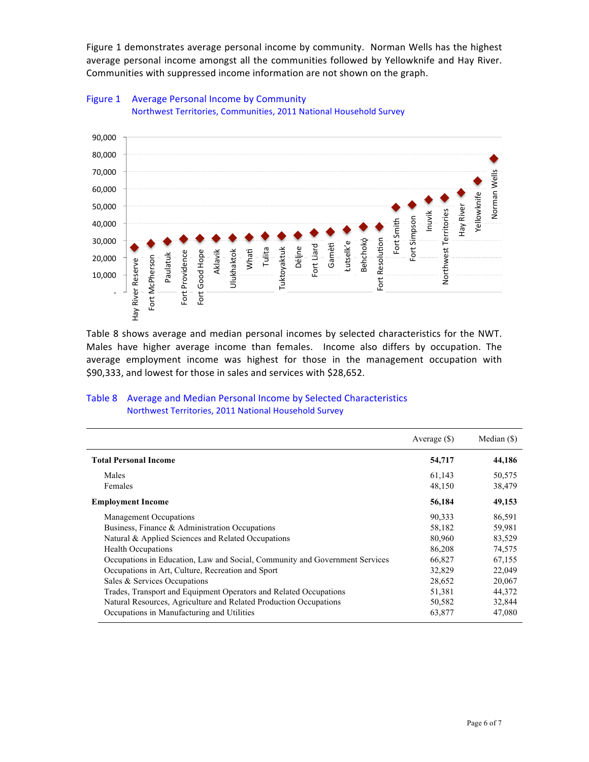Figure 1 demonstrates average personal income by community. Norman Wells has the highest average personal income amongst all the communities followed by Yellowknife and Hay River. Communities with suppressed income information are not shown on the graph.

Figure 1 Average Personal Income by Community
Northwest Territories, Communities, 2011 National Household Survey

Table 8 shows average and median personal incomes by selected characteristics for the NWT. Males have higher average income than females. Income also differs by occupation. The average employment income was highest for those in the management occupation with $90,333, and lowest for those in sales and services with $28,652.

Table 8 Average and Median Personal Income by Selected Characteristics
Northwest Territories, 2011 National Household Survey

| | Average ($) | Median ($) |
|---|---|---|
| **Total Personal Income** | **54,717** | **44,186** |
| Males | 61,143 | 50,575 |
| Females | 48,150 | 38,479 |
| **Employment Income** | **56,184** | **49,153** |
| Management Occupations | 90,333 | 86,591 |
| Business, Finance & Administration Occupations | 58,182 | 59,981 |
| Natural & Applied Sciences and Related Occupations | 80,960 | 83,529 |
| Health Occupations | 86,208 | 74,575 |
| Occupations in Education, Law and Social, Community and Government Services | 66,827 | 67,155 |
| Occupations in Art, Culture, Recreation and Sport | 32,829 | 22,049 |
| Sales & Services Occupations | 28,652 | 20,067 |
| Trades, Transport and Equipment Operators and Related Occupations | 51,381 | 44,372 |
| Natural Resources, Agriculture and Related Production Occupations | 50,582 | 32,844 |
| Occupations in Manufacturing and Utilities | 63,877 | 47,080 |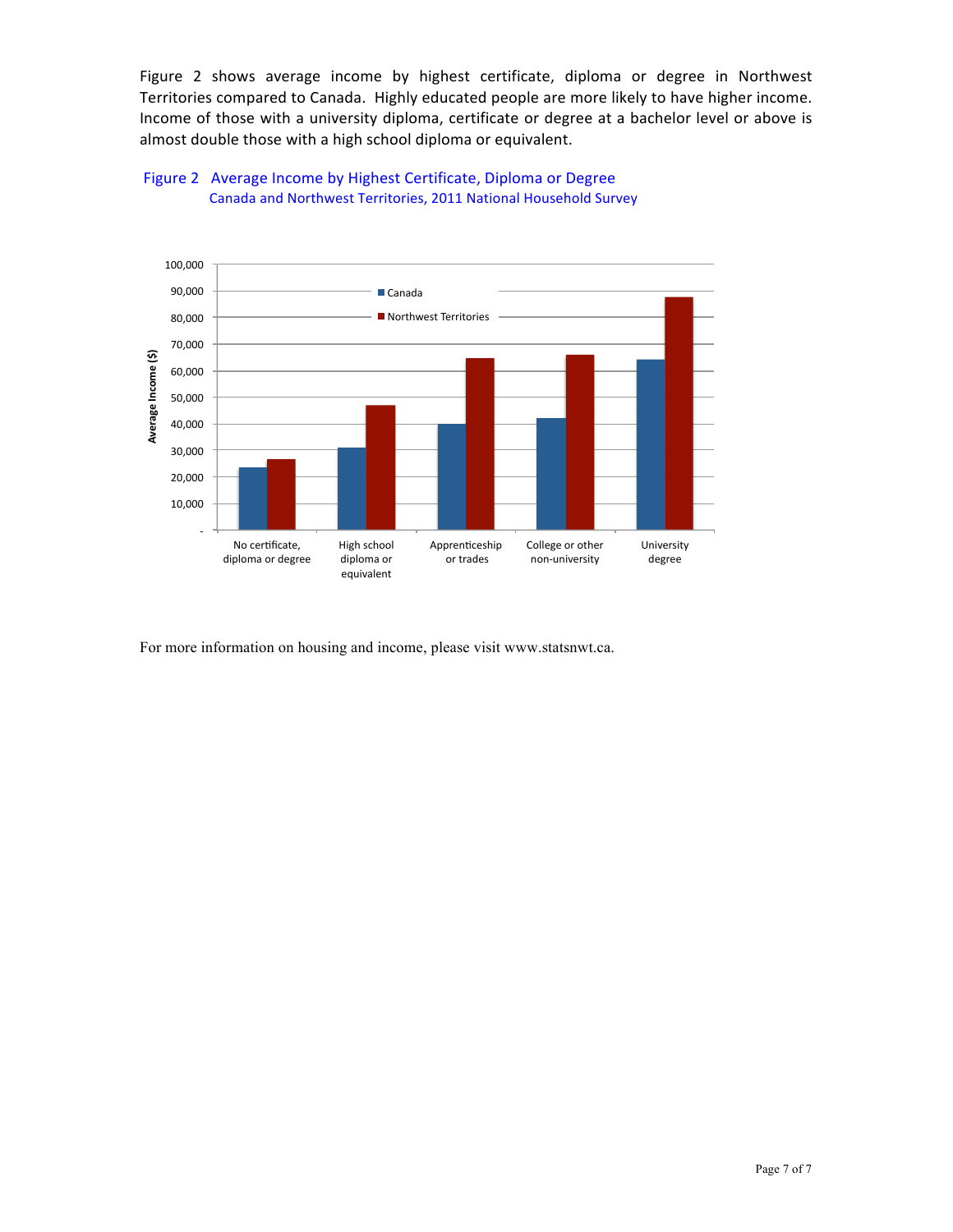Figure 2 shows average income by highest certificate, diploma or degree in Northwest Territories compared to Canada. Highly educated people are more likely to have higher income. Income of those with a university diploma, certificate or degree at a bachelor level or above is almost double those with a high school diploma or equivalent.

Figure 2 Average Income by Highest Certificate, Diploma or Degree
Canada and Northwest Territories, 2011 National Household Survey

Average Income ($)

100,000
90,000
80,000
70,000
60,000
50,000
40,000
30,000
20,000
10,000
-

Canada
Northwest Territories

No certificate, diploma or degree
High school diploma or equivalent
Apprenticeship or trades
College or other non-university
University degree

For more information on housing and income, please visit www.statsnwt.ca.